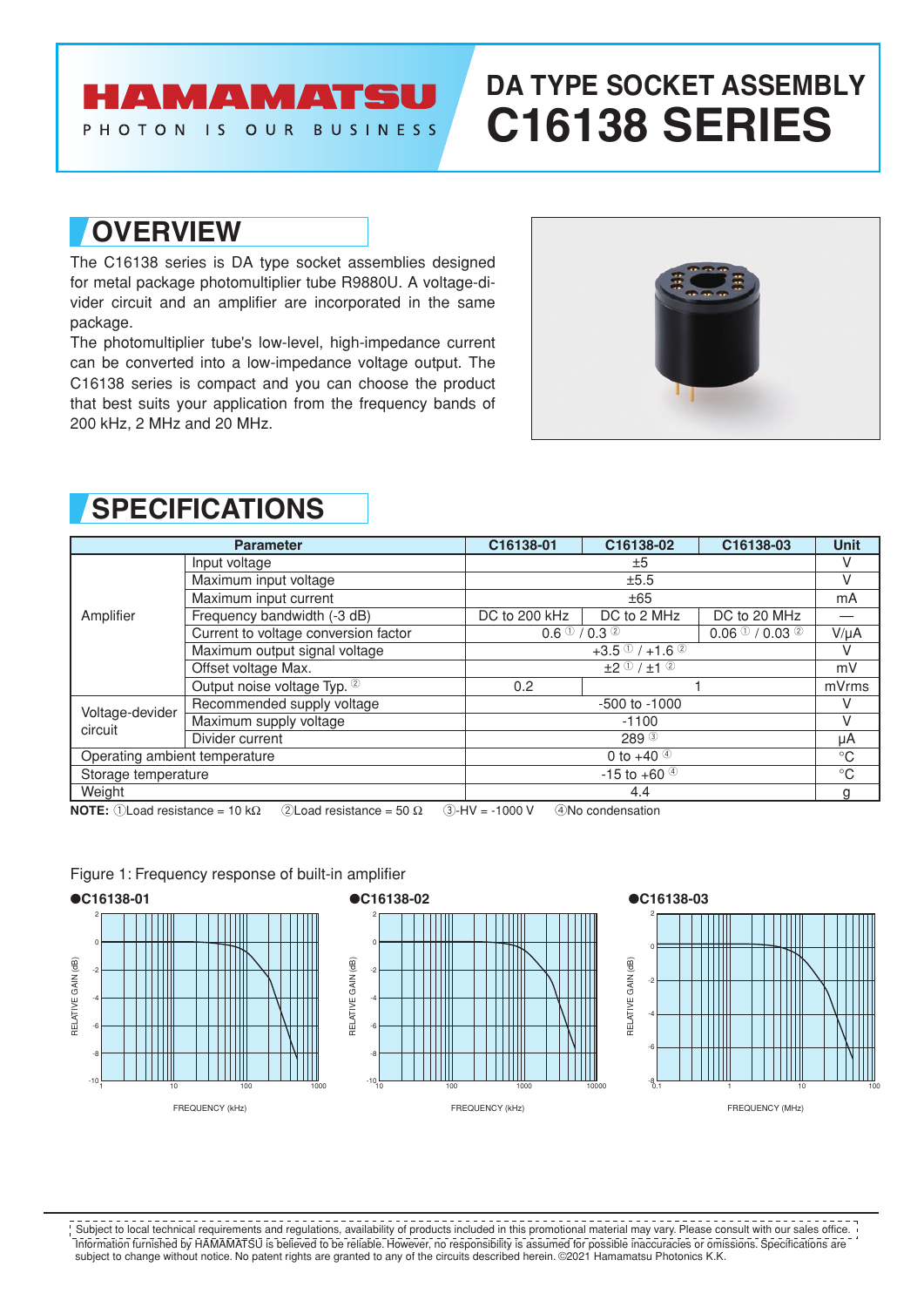# HAMAMATSU

PHOTON IS OUR BUSINESS

# DA TYPE SOCKET ASSEMBLY C16138 SERIES

## OVERVIEW

The C16138 series is DA type socket assemblies designed for metal package photomultiplier tube R9880U. A voltage-divider circuit and an amplifier are incorporated in the same package.

The photomultiplier tube's low-level, high-impedance current can be converted into a low-impedance voltage output. The C16138 series is compact and you can choose the product that best suits your application from the frequency bands of 200 kHz, 2 MHz and 20 MHz.

## SPECIFICATIONS

| Parameter | | C16138-01 | C16138-02 | C16138-03 | Unit |
|---|---|---|---|---|---|
| Amplifier | Input voltage | ±5 | | | V |
| | Maximum input voltage | ±5.5 | | | V |
| | Maximum input current | ±65 | | | mA |
| | Frequency bandwidth (-3 dB) | DC to 200 kHz | DC to 2 MHz | DC to 20 MHz | — |
| | Current to voltage conversion factor | 0.6 ① / 0.3 ② | | 0.06 ① / 0.03 ② | V/μA |
| | Maximum output signal voltage | +3.5 ① / +1.6 ② | | | V |
| | Offset voltage Max. | ±2 ① / ±1 ② | | | mV |
| | Output noise voltage Typ. ② | 0.2 | 1 | | mVrms |
| Voltage-devider circuit | Recommended supply voltage | -500 to -1000 | | | V |
| | Maximum supply voltage | -1100 | | | V |
| | Divider current | 289 ③ | | | μA |
| Operating ambient temperature | | 0 to +40 ④ | | | °C |
| Storage temperature | | -15 to +60 ④ | | | °C |
| Weight | | 4.4 | | | g |

**NOTE:** ①Load resistance = 10 kΩ ②Load resistance = 50 Ω ③-HV = -1000 V ④No condensation

Figure 1: Frequency response of built-in amplifier

●C16138-01

●C16138-02

●C16138-03

Subject to local technical requirements and regulations, availability of products included in this promotional material may vary. Please consult with our sales office. Information furnished by HAMAMATSU is believed to be reliable. However, no responsibility is assumed for possible inaccuracies or omissions. Specifications are subject to change without notice. No patent rights are granted to any of the circuits described herein. ©2021 Hamamatsu Photonics K.K.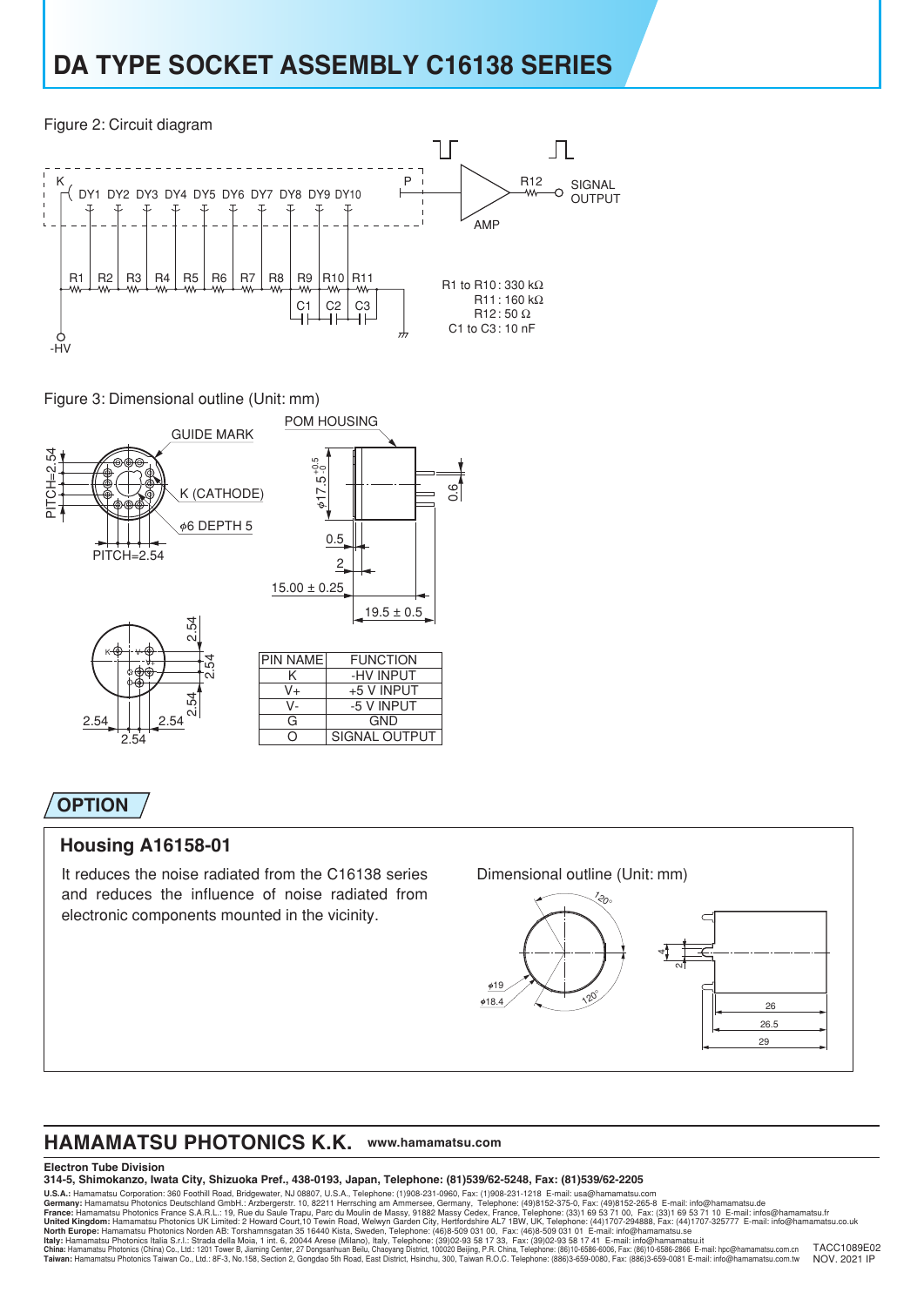# DA TYPE SOCKET ASSEMBLY C16138 SERIES

Figure 2: Circuit diagram

K
DY1 DY2 DY3 DY4 DY5 DY6 DY7 DY8 DY9 DY10
P
R12
SIGNAL OUTPUT
AMP
R1 R2 R3 R4 R5 R6 R7 R8 R9 R10 R11
C1 C2 C3
-HV

R1 to R10 : 330 kΩ
R11 : 160 kΩ
R12 : 50 Ω
C1 to C3 : 10 nF

Figure 3: Dimensional outline (Unit: mm)

GUIDE MARK
POM HOUSING
PITCH=2.54
K (CATHODE)
φ6 DEPTH 5
PITCH=2.54
φ17.5 +0.5 -0
0.6
0.5
2
15.00 ± 0.25
19.5 ± 0.5
2.54
2.54
2.54
2.54
2.54
2.54

| PIN NAME | FUNCTION |
|---|---|
| K | -HV INPUT |
| V+ | +5 V INPUT |
| V- | -5 V INPUT |
| G | GND |
| O | SIGNAL OUTPUT |

## OPTION

### Housing A16158-01

It reduces the noise radiated from the C16138 series and reduces the influence of noise radiated from electronic components mounted in the vicinity.

Dimensional outline (Unit: mm)

120°
120°
φ19
φ18.4
4
2
26
26.5
29

## HAMAMATSU PHOTONICS K.K. www.hamamatsu.com

**Electron Tube Division**
**314-5, Shimokanzo, Iwata City, Shizuoka Pref., 438-0193, Japan, Telephone: (81)539/62-5248, Fax: (81)539/62-2205**

**U.S.A.:** Hamamatsu Corporation: 360 Foothill Road, Bridgewater, NJ 08807, U.S.A., Telephone: (1)908-231-0960, Fax: (1)908-231-1218 E-mail: usa@hamamatsu.com
**Germany:** Hamamatsu Photonics Deutschland GmbH.: Arzbergerstr. 10, 82211 Herrsching am Ammersee, Germany, Telephone: (49)8152-375-0, Fax: (49)8152-265-8 E-mail: info@hamamatsu.de
**France:** Hamamatsu Photonics France S.A.R.L.: 19, Rue du Saule Trapu, Parc du Moulin de Massy, 91882 Massy Cedex, France, Telephone: (33)1 69 53 71 00, Fax: (33)1 69 53 71 10 E-mail: infos@hamamatsu.fr
**United Kingdom:** Hamamatsu Photonics UK Limited: 2 Howard Court,10 Tewin Road, Welwyn Garden City, Hertfordshire AL7 1BW, UK, Telephone: (44)1707-294888, Fax: (44)1707-325777 E-mail: info@hamamatsu.co.uk
**North Europe:** Hamamatsu Photonics Norden AB: Torshamnsgatan 35 16440 Kista, Sweden, Telephone: (46)8-509 031 00, Fax: (46)8-509 031 01 E-mail: info@hamamatsu.se
**Italy:** Hamamatsu Photonics Italia S.r.l.: Strada della Moia, 1 int. 6, 20044 Arese (Milano), Italy, Telephone: (39)02-93 58 17 33, Fax: (39)02-93 58 17 41 E-mail: info@hamamatsu.it
**China:** Hamamatsu Photonics (China) Co., Ltd.: 1201 Tower B, Jiaming Center, 27 Dongsanhuan Beilu, Chaoyang District, 100020 Beijing, P.R. China, Telephone: (86)10-6586-6006, Fax: (86)10-6586-2866 E-mail: hpc@hamamatsu.com.cn
**Taiwan:** Hamamatsu Photonics Taiwan Co., Ltd.: 8F-3, No.158, Section 2, Gongdao 5th Road, East District, Hsinchu, 300, Taiwan R.O.C. Telephone: (886)3-659-0080, Fax: (886)3-659-0081 E-mail: info@hamamatsu.com.tw

TACC1089E02
NOV. 2021 IP